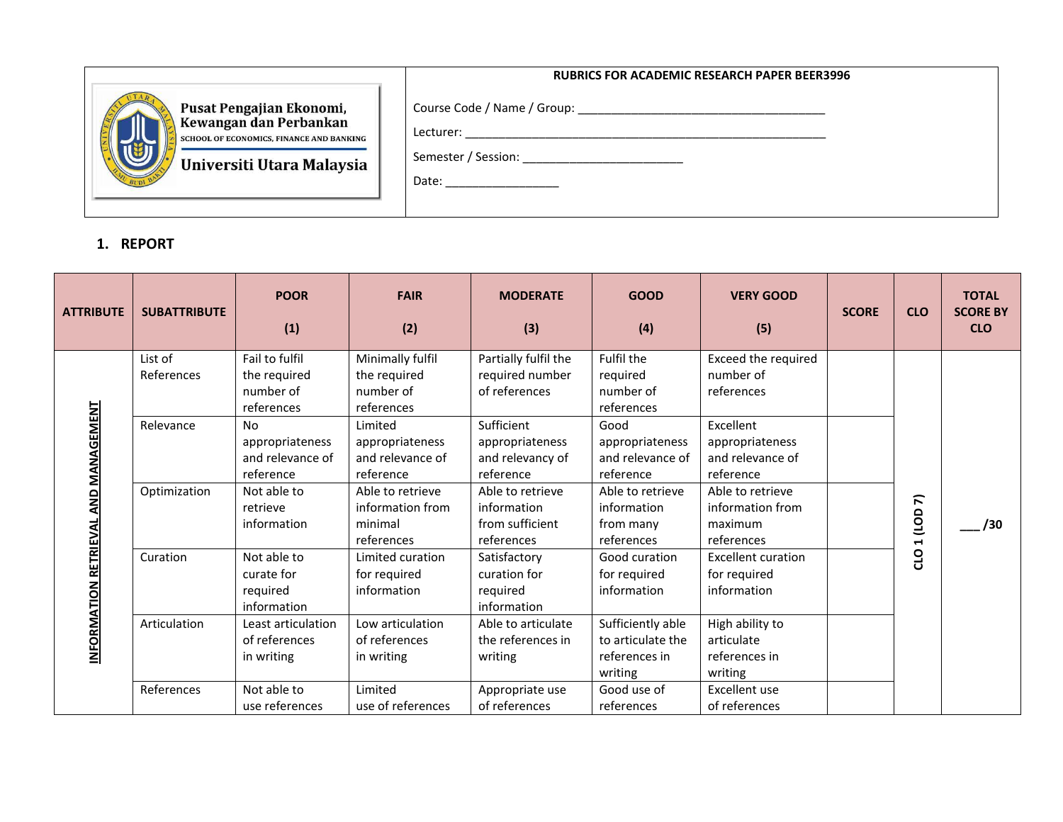Pusat Pengajian Ekonomi, Kewangan dan Perbankan
SCHOOL OF ECONOMICS, FINANCE AND BANKING
Universiti Utara Malaysia

**RUBRICS FOR ACADEMIC RESEARCH PAPER BEER3996**

Course Code / Name / Group: ________________________________________

Lecturer: ___________________________________________________________

Semester / Session: _________________________

Date: __________________

## 1. REPORT

| ATTRIBUTE | SUBATTRIBUTE | POOR (1) | FAIR (2) | MODERATE (3) | GOOD (4) | VERY GOOD (5) | SCORE | CLO | TOTAL SCORE BY CLO |
|---|---|---|---|---|---|---|---|---|---|
| INFORMATION RETRIEVAL AND MANAGEMENT | List of References | Fail to fulfil the required number of references | Minimally fulfil the required number of references | Partially fulfil the required number of references | Fulfil the required number of references | Exceed the required number of references | | CLO 1 (LOD 7) | ___ /30 |
| | Relevance | No appropriateness and relevance of reference | Limited appropriateness and relevance of reference | Sufficient appropriateness and relevancy of reference | Good appropriateness and relevance of reference | Excellent appropriateness and relevance of reference | | | |
| | Optimization | Not able to retrieve information | Able to retrieve information from minimal references | Able to retrieve information from sufficient references | Able to retrieve information from many references | Able to retrieve information from maximum references | | | |
| | Curation | Not able to curate for required information | Limited curation for required information | Satisfactory curation for required information | Good curation for required information | Excellent curation for required information | | | |
| | Articulation | Least articulation of references in writing | Low articulation of references in writing | Able to articulate the references in writing | Sufficiently able to articulate the references in writing | High ability to articulate references in writing | | | |
| | References | Not able to use references | Limited use of references | Appropriate use of references | Good use of references | Excellent use of references | | | |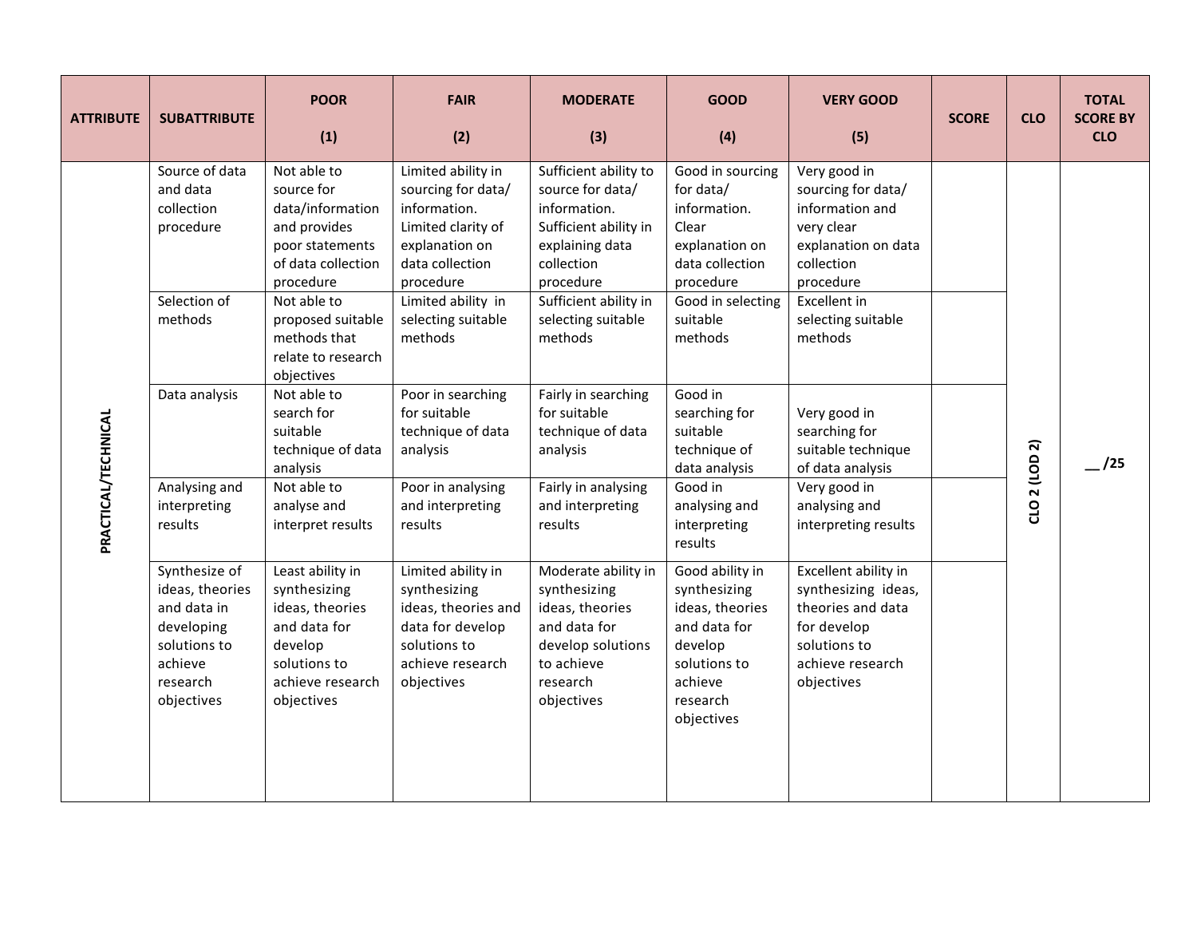| ATTRIBUTE | SUBATTRIBUTE | POOR (1) | FAIR (2) | MODERATE (3) | GOOD (4) | VERY GOOD (5) | SCORE | CLO | TOTAL SCORE BY CLO |
|---|---|---|---|---|---|---|---|---|---|
| PRACTICAL/TECHNICAL | Source of data and data collection procedure | Not able to source for data/information and provides poor statements of data collection procedure | Limited ability in sourcing for data/ information. Limited clarity of explanation on data collection procedure | Sufficient ability to source for data/ information. Sufficient ability in explaining data collection procedure | Good in sourcing for data/ information. Clear explanation on data collection procedure | Very good in sourcing for data/ information and very clear explanation on data collection procedure | | CLO 2 (LOD 2) | __ /25 |
| | Selection of methods | Not able to proposed suitable methods that relate to research objectives | Limited ability in selecting suitable methods | Sufficient ability in selecting suitable methods | Good in selecting suitable methods | Excellent in selecting suitable methods | | | |
| | Data analysis | Not able to search for suitable technique of data analysis | Poor in searching for suitable technique of data analysis | Fairly in searching for suitable technique of data analysis | Good in searching for suitable technique of data analysis | Very good in searching for suitable technique of data analysis | | | |
| | Analysing and interpreting results | Not able to analyse and interpret results | Poor in analysing and interpreting results | Fairly in analysing and interpreting results | Good in analysing and interpreting results | Very good in analysing and interpreting results | | | |
| | Synthesize of ideas, theories and data in developing solutions to achieve research objectives | Least ability in synthesizing ideas, theories and data for develop solutions to achieve research objectives | Limited ability in synthesizing ideas, theories and data for develop solutions to achieve research objectives | Moderate ability in synthesizing ideas, theories and data for develop solutions to achieve research objectives | Good ability in synthesizing ideas, theories and data for develop solutions to achieve research objectives | Excellent ability in synthesizing ideas, theories and data for develop solutions to achieve research objectives | | | |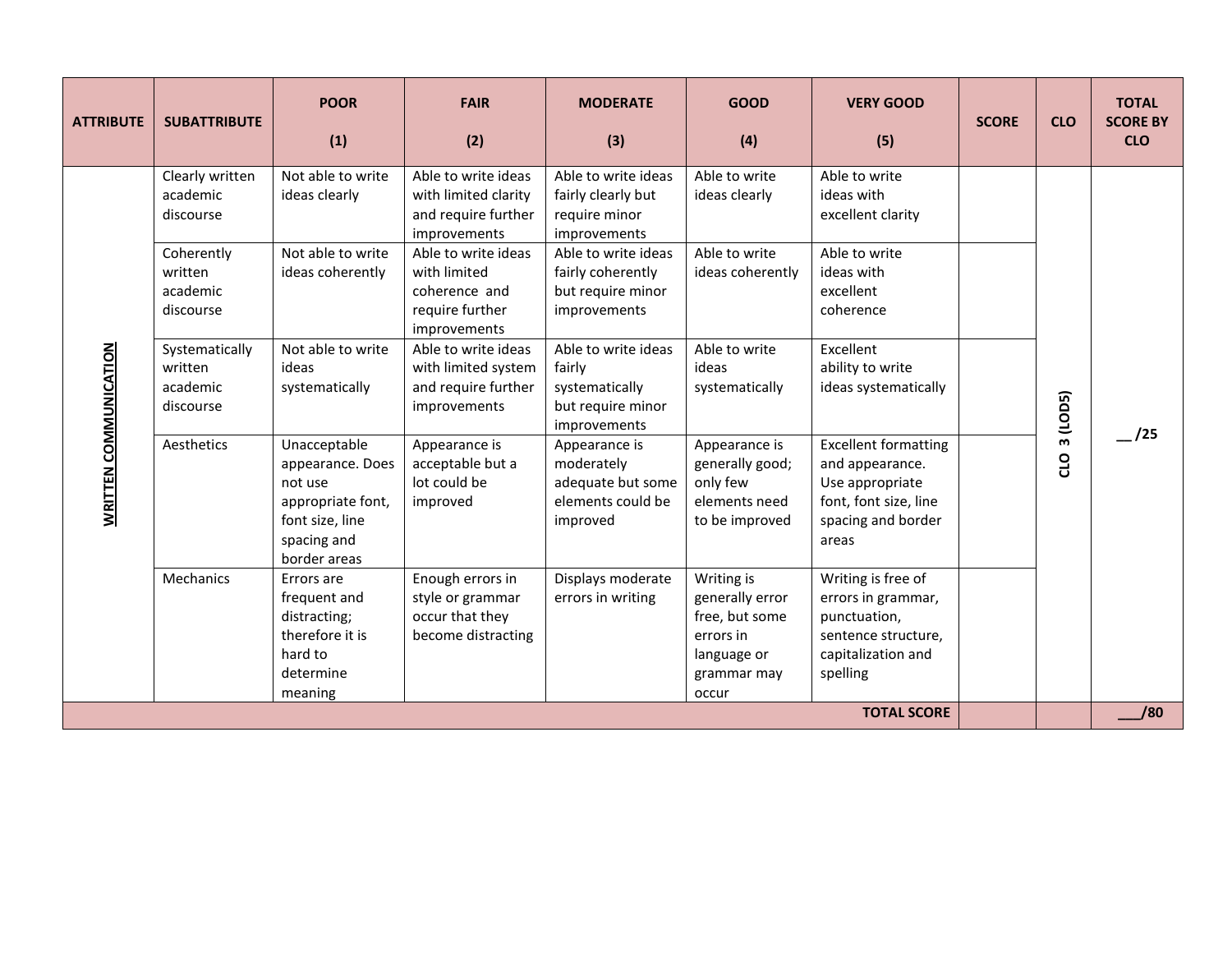| ATTRIBUTE | SUBATTRIBUTE | POOR (1) | FAIR (2) | MODERATE (3) | GOOD (4) | VERY GOOD (5) | SCORE | CLO | TOTAL SCORE BY CLO |
|---|---|---|---|---|---|---|---|---|---|
| WRITTEN COMMUNICATION | Clearly written academic discourse | Not able to write ideas clearly | Able to write ideas with limited clarity and require further improvements | Able to write ideas fairly clearly but require minor improvements | Able to write ideas clearly | Able to write ideas with excellent clarity | | CLO 3 (LOD5) | __/25 |
| | Coherently written academic discourse | Not able to write ideas coherently | Able to write ideas with limited coherence and require further improvements | Able to write ideas fairly coherently but require minor improvements | Able to write ideas coherently | Able to write ideas with excellent coherence | | | |
| | Systematically written academic discourse | Not able to write ideas systematically | Able to write ideas with limited system and require further improvements | Able to write ideas fairly systematically but require minor improvements | Able to write ideas systematically | Excellent ability to write ideas systematically | | | |
| | Aesthetics | Unacceptable appearance. Does not use appropriate font, font size, line spacing and border areas | Appearance is acceptable but a lot could be improved | Appearance is moderately adequate but some elements could be improved | Appearance is generally good; only few elements need to be improved | Excellent formatting and appearance. Use appropriate font, font size, line spacing and border areas | | | |
| | Mechanics | Errors are frequent and distracting; therefore it is hard to determine meaning | Enough errors in style or grammar occur that they become distracting | Displays moderate errors in writing | Writing is generally error free, but some errors in language or grammar may occur | Writing is free of errors in grammar, punctuation, sentence structure, capitalization and spelling | | | |
| | | | | | | **TOTAL SCORE** | | | **___/80** |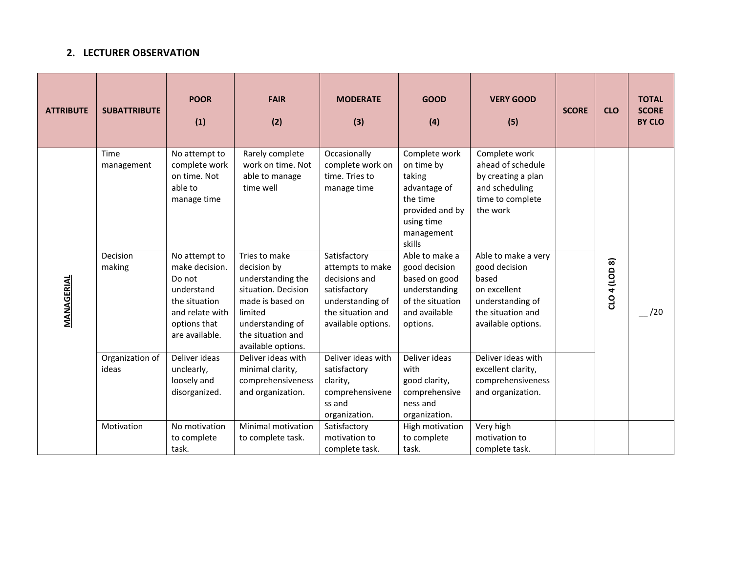## 2. LECTURER OBSERVATION

| ATTRIBUTE | SUBATTRIBUTE | POOR (1) | FAIR (2) | MODERATE (3) | GOOD (4) | VERY GOOD (5) | SCORE | CLO | TOTAL SCORE BY CLO |
|---|---|---|---|---|---|---|---|---|---|
| MANAGERIAL | Time management | No attempt to complete work on time. Not able to manage time | Rarely complete work on time. Not able to manage time well | Occasionally complete work on time. Tries to manage time | Complete work on time by taking advantage of the time provided and by using time management skills | Complete work ahead of schedule by creating a plan and scheduling time to complete the work | | CLO 4 (LOD 8) | __ /20 |
| | Decision making | No attempt to make decision. Do not understand the situation and relate with options that are available. | Tries to make decision by understanding the situation. Decision made is based on limited understanding of the situation and available options. | Satisfactory attempts to make decisions and satisfactory understanding of the situation and available options. | Able to make a good decision based on good understanding of the situation and available options. | Able to make a very good decision based on excellent understanding of the situation and available options. | | | |
| | Organization of ideas | Deliver ideas unclearly, loosely and disorganized. | Deliver ideas with minimal clarity, comprehensiveness and organization. | Deliver ideas with satisfactory clarity, comprehensiveness and organization. | Deliver ideas with good clarity, comprehensiveness and organization. | Deliver ideas with excellent clarity, comprehensiveness and organization. | | | |
| | Motivation | No motivation to complete task. | Minimal motivation to complete task. | Satisfactory motivation to complete task. | High motivation to complete task. | Very high motivation to complete task. | | | |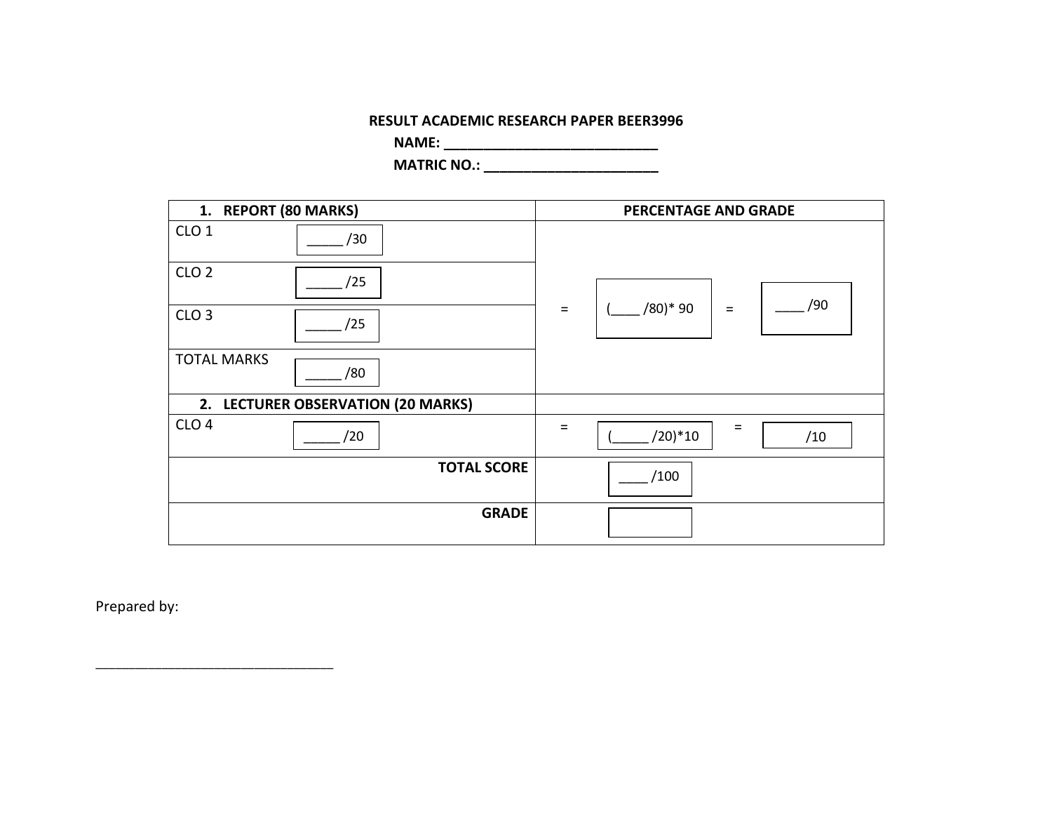**RESULT ACADEMIC RESEARCH PAPER BEER3996**

**NAME: ____________________________**

**MATRIC NO.: _______________________**

| 1. REPORT (80 MARKS) | | PERCENTAGE AND GRADE | | | |
|---|---|---|---|---|---|
| CLO 1 | _____ /30 | = | (____ /80)* 90 | = | ____ /90 |
| CLO 2 | _____ /25 | | | | |
| CLO 3 | _____ /25 | | | | |
| TOTAL MARKS | _____ /80 | | | | |
| **2. LECTURER OBSERVATION (20 MARKS)** | | | | | |
| CLO 4 | _____ /20 | = | (_____ /20)*10 | = | /10 |
| | **TOTAL SCORE** | | ____ /100 | | |
| | **GRADE** | | | | |

Prepared by:

________________________________